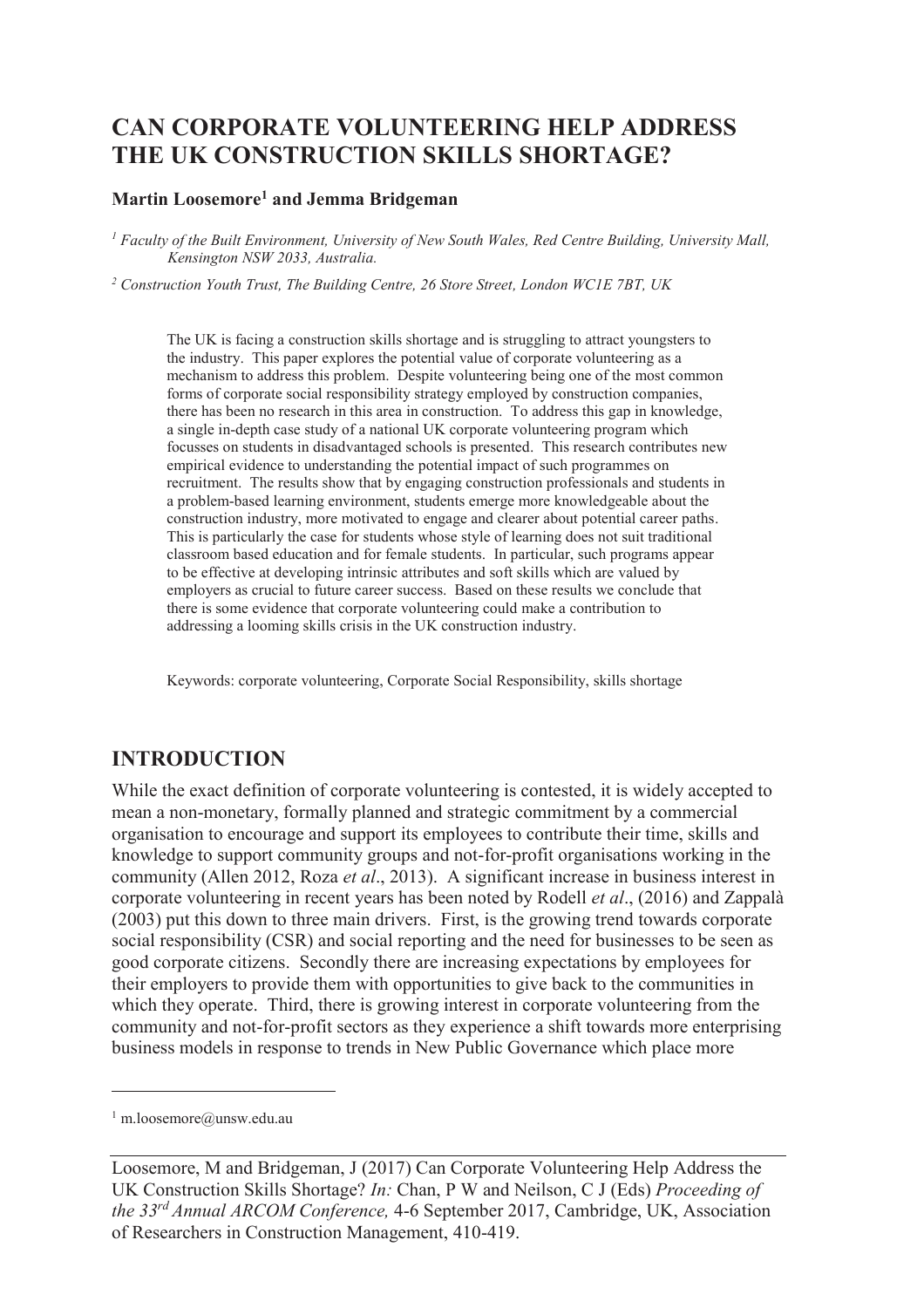# CAN CORPORATE VOLUNTEERING HELP ADDRESS THE UK CONSTRUCTION SKILLS SHORTAGE?

**Martin Loosemore[1] and Jemma Bridgeman**

[1] *Faculty of the Built Environment, University of New South Wales, Red Centre Building, University Mall, Kensington NSW 2033, Australia.*

[2] *Construction Youth Trust, The Building Centre, 26 Store Street, London WC1E 7BT, UK*

The UK is facing a construction skills shortage and is struggling to attract youngsters to the industry. This paper explores the potential value of corporate volunteering as a mechanism to address this problem. Despite volunteering being one of the most common forms of corporate social responsibility strategy employed by construction companies, there has been no research in this area in construction. To address this gap in knowledge, a single in-depth case study of a national UK corporate volunteering program which focusses on students in disadvantaged schools is presented. This research contributes new empirical evidence to understanding the potential impact of such programmes on recruitment. The results show that by engaging construction professionals and students in a problem-based learning environment, students emerge more knowledgeable about the construction industry, more motivated to engage and clearer about potential career paths. This is particularly the case for students whose style of learning does not suit traditional classroom based education and for female students. In particular, such programs appear to be effective at developing intrinsic attributes and soft skills which are valued by employers as crucial to future career success. Based on these results we conclude that there is some evidence that corporate volunteering could make a contribution to addressing a looming skills crisis in the UK construction industry.

Keywords: corporate volunteering, Corporate Social Responsibility, skills shortage

## INTRODUCTION

While the exact definition of corporate volunteering is contested, it is widely accepted to mean a non-monetary, formally planned and strategic commitment by a commercial organisation to encourage and support its employees to contribute their time, skills and knowledge to support community groups and not-for-profit organisations working in the community (Allen 2012, Roza *et al*., 2013). A significant increase in business interest in corporate volunteering in recent years has been noted by Rodell *et al*., (2016) and Zappalà (2003) put this down to three main drivers. First, is the growing trend towards corporate social responsibility (CSR) and social reporting and the need for businesses to be seen as good corporate citizens. Secondly there are increasing expectations by employees for their employers to provide them with opportunities to give back to the communities in which they operate. Third, there is growing interest in corporate volunteering from the community and not-for-profit sectors as they experience a shift towards more enterprising business models in response to trends in New Public Governance which place more

[1] m.loosemore@unsw.edu.au

Loosemore, M and Bridgeman, J (2017) Can Corporate Volunteering Help Address the UK Construction Skills Shortage? *In:* Chan, P W and Neilson, C J (Eds) *Proceeding of the 33rd Annual ARCOM Conference,* 4-6 September 2017, Cambridge, UK, Association of Researchers in Construction Management, 410-419.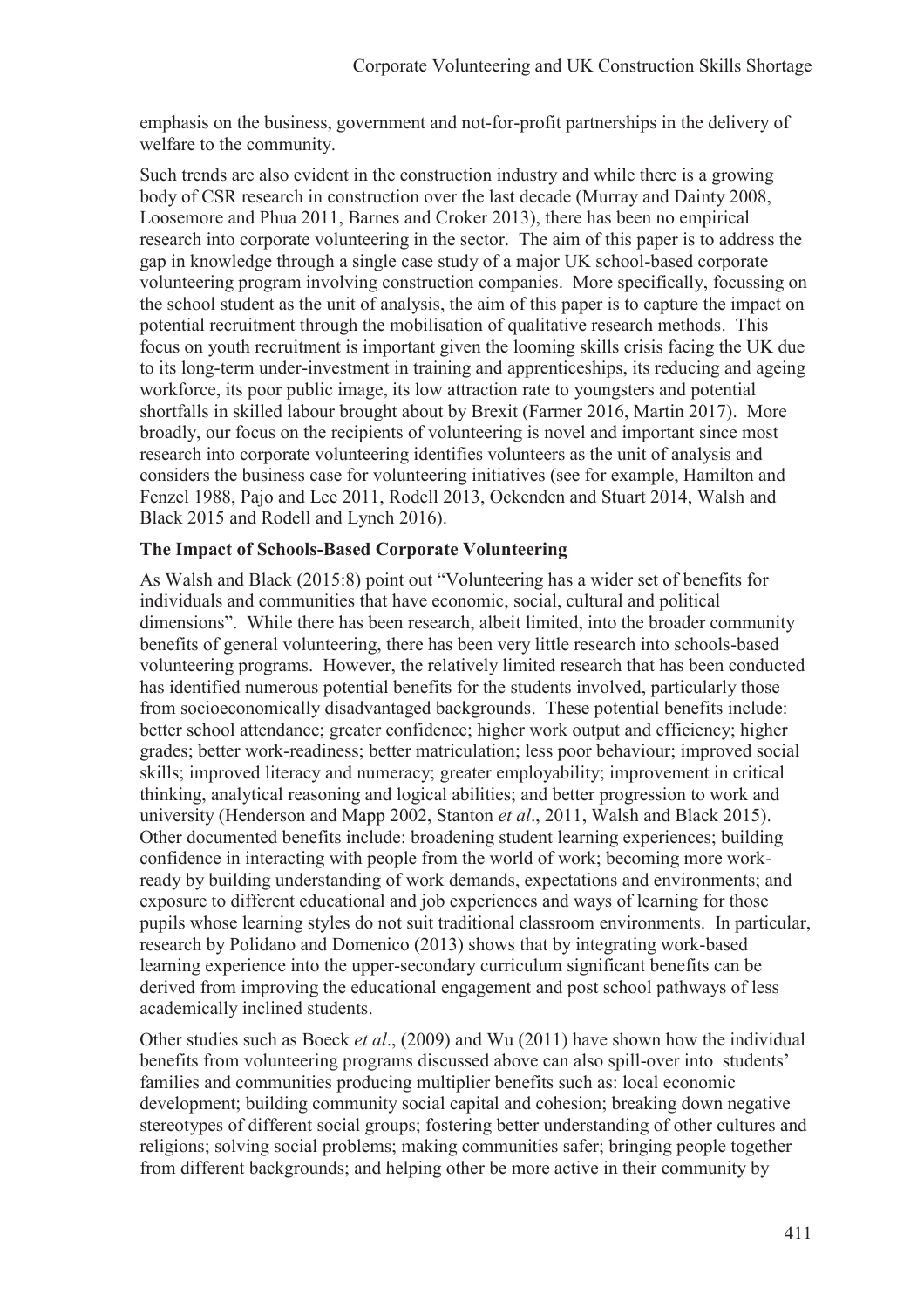emphasis on the business, government and not-for-profit partnerships in the delivery of welfare to the community.

Such trends are also evident in the construction industry and while there is a growing body of CSR research in construction over the last decade (Murray and Dainty 2008, Loosemore and Phua 2011, Barnes and Croker 2013), there has been no empirical research into corporate volunteering in the sector. The aim of this paper is to address the gap in knowledge through a single case study of a major UK school-based corporate volunteering program involving construction companies. More specifically, focussing on the school student as the unit of analysis, the aim of this paper is to capture the impact on potential recruitment through the mobilisation of qualitative research methods. This focus on youth recruitment is important given the looming skills crisis facing the UK due to its long-term under-investment in training and apprenticeships, its reducing and ageing workforce, its poor public image, its low attraction rate to youngsters and potential shortfalls in skilled labour brought about by Brexit (Farmer 2016, Martin 2017). More broadly, our focus on the recipients of volunteering is novel and important since most research into corporate volunteering identifies volunteers as the unit of analysis and considers the business case for volunteering initiatives (see for example, Hamilton and Fenzel 1988, Pajo and Lee 2011, Rodell 2013, Ockenden and Stuart 2014, Walsh and Black 2015 and Rodell and Lynch 2016).

**The Impact of Schools-Based Corporate Volunteering**

As Walsh and Black (2015:8) point out "Volunteering has a wider set of benefits for individuals and communities that have economic, social, cultural and political dimensions". While there has been research, albeit limited, into the broader community benefits of general volunteering, there has been very little research into schools-based volunteering programs. However, the relatively limited research that has been conducted has identified numerous potential benefits for the students involved, particularly those from socioeconomically disadvantaged backgrounds. These potential benefits include: better school attendance; greater confidence; higher work output and efficiency; higher grades; better work-readiness; better matriculation; less poor behaviour; improved social skills; improved literacy and numeracy; greater employability; improvement in critical thinking, analytical reasoning and logical abilities; and better progression to work and university (Henderson and Mapp 2002, Stanton *et al*., 2011, Walsh and Black 2015). Other documented benefits include: broadening student learning experiences; building confidence in interacting with people from the world of work; becoming more work-ready by building understanding of work demands, expectations and environments; and exposure to different educational and job experiences and ways of learning for those pupils whose learning styles do not suit traditional classroom environments. In particular, research by Polidano and Domenico (2013) shows that by integrating work-based learning experience into the upper-secondary curriculum significant benefits can be derived from improving the educational engagement and post school pathways of less academically inclined students.

Other studies such as Boeck *et al*., (2009) and Wu (2011) have shown how the individual benefits from volunteering programs discussed above can also spill-over into students' families and communities producing multiplier benefits such as: local economic development; building community social capital and cohesion; breaking down negative stereotypes of different social groups; fostering better understanding of other cultures and religions; solving social problems; making communities safer; bringing people together from different backgrounds; and helping other be more active in their community by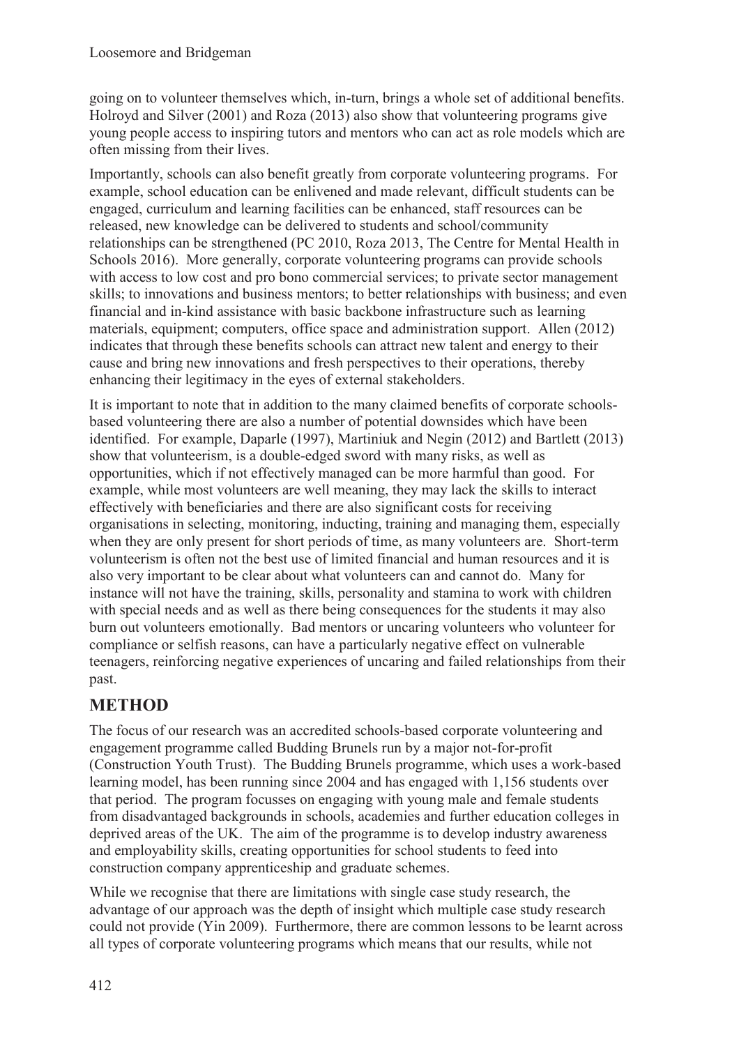going on to volunteer themselves which, in-turn, brings a whole set of additional benefits. Holroyd and Silver (2001) and Roza (2013) also show that volunteering programs give young people access to inspiring tutors and mentors who can act as role models which are often missing from their lives.

Importantly, schools can also benefit greatly from corporate volunteering programs. For example, school education can be enlivened and made relevant, difficult students can be engaged, curriculum and learning facilities can be enhanced, staff resources can be released, new knowledge can be delivered to students and school/community relationships can be strengthened (PC 2010, Roza 2013, The Centre for Mental Health in Schools 2016). More generally, corporate volunteering programs can provide schools with access to low cost and pro bono commercial services; to private sector management skills; to innovations and business mentors; to better relationships with business; and even financial and in-kind assistance with basic backbone infrastructure such as learning materials, equipment; computers, office space and administration support. Allen (2012) indicates that through these benefits schools can attract new talent and energy to their cause and bring new innovations and fresh perspectives to their operations, thereby enhancing their legitimacy in the eyes of external stakeholders.

It is important to note that in addition to the many claimed benefits of corporate schools-based volunteering there are also a number of potential downsides which have been identified. For example, Daparle (1997), Martiniuk and Negin (2012) and Bartlett (2013) show that volunteerism, is a double-edged sword with many risks, as well as opportunities, which if not effectively managed can be more harmful than good. For example, while most volunteers are well meaning, they may lack the skills to interact effectively with beneficiaries and there are also significant costs for receiving organisations in selecting, monitoring, inducting, training and managing them, especially when they are only present for short periods of time, as many volunteers are. Short-term volunteerism is often not the best use of limited financial and human resources and it is also very important to be clear about what volunteers can and cannot do. Many for instance will not have the training, skills, personality and stamina to work with children with special needs and as well as there being consequences for the students it may also burn out volunteers emotionally. Bad mentors or uncaring volunteers who volunteer for compliance or selfish reasons, can have a particularly negative effect on vulnerable teenagers, reinforcing negative experiences of uncaring and failed relationships from their past.

## METHOD

The focus of our research was an accredited schools-based corporate volunteering and engagement programme called Budding Brunels run by a major not-for-profit (Construction Youth Trust). The Budding Brunels programme, which uses a work-based learning model, has been running since 2004 and has engaged with 1,156 students over that period. The program focusses on engaging with young male and female students from disadvantaged backgrounds in schools, academies and further education colleges in deprived areas of the UK. The aim of the programme is to develop industry awareness and employability skills, creating opportunities for school students to feed into construction company apprenticeship and graduate schemes.

While we recognise that there are limitations with single case study research, the advantage of our approach was the depth of insight which multiple case study research could not provide (Yin 2009). Furthermore, there are common lessons to be learnt across all types of corporate volunteering programs which means that our results, while not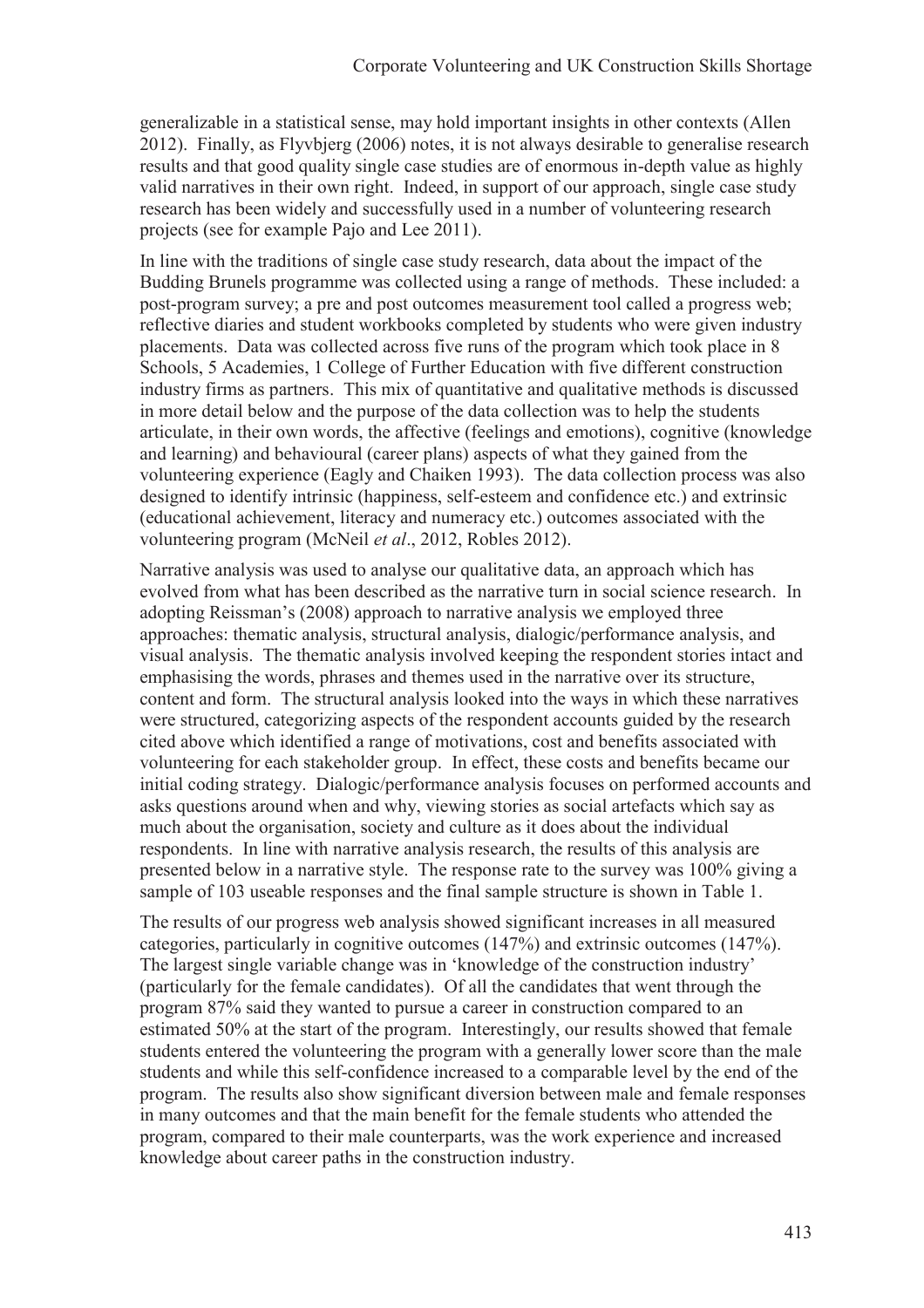generalizable in a statistical sense, may hold important insights in other contexts (Allen 2012). Finally, as Flyvbjerg (2006) notes, it is not always desirable to generalise research results and that good quality single case studies are of enormous in-depth value as highly valid narratives in their own right. Indeed, in support of our approach, single case study research has been widely and successfully used in a number of volunteering research projects (see for example Pajo and Lee 2011).

In line with the traditions of single case study research, data about the impact of the Budding Brunels programme was collected using a range of methods. These included: a post-program survey; a pre and post outcomes measurement tool called a progress web; reflective diaries and student workbooks completed by students who were given industry placements. Data was collected across five runs of the program which took place in 8 Schools, 5 Academies, 1 College of Further Education with five different construction industry firms as partners. This mix of quantitative and qualitative methods is discussed in more detail below and the purpose of the data collection was to help the students articulate, in their own words, the affective (feelings and emotions), cognitive (knowledge and learning) and behavioural (career plans) aspects of what they gained from the volunteering experience (Eagly and Chaiken 1993). The data collection process was also designed to identify intrinsic (happiness, self-esteem and confidence etc.) and extrinsic (educational achievement, literacy and numeracy etc.) outcomes associated with the volunteering program (McNeil *et al*., 2012, Robles 2012).

Narrative analysis was used to analyse our qualitative data, an approach which has evolved from what has been described as the narrative turn in social science research. In adopting Reissman's (2008) approach to narrative analysis we employed three approaches: thematic analysis, structural analysis, dialogic/performance analysis, and visual analysis. The thematic analysis involved keeping the respondent stories intact and emphasising the words, phrases and themes used in the narrative over its structure, content and form. The structural analysis looked into the ways in which these narratives were structured, categorizing aspects of the respondent accounts guided by the research cited above which identified a range of motivations, cost and benefits associated with volunteering for each stakeholder group. In effect, these costs and benefits became our initial coding strategy. Dialogic/performance analysis focuses on performed accounts and asks questions around when and why, viewing stories as social artefacts which say as much about the organisation, society and culture as it does about the individual respondents. In line with narrative analysis research, the results of this analysis are presented below in a narrative style. The response rate to the survey was 100% giving a sample of 103 useable responses and the final sample structure is shown in Table 1.

The results of our progress web analysis showed significant increases in all measured categories, particularly in cognitive outcomes (147%) and extrinsic outcomes (147%). The largest single variable change was in 'knowledge of the construction industry' (particularly for the female candidates). Of all the candidates that went through the program 87% said they wanted to pursue a career in construction compared to an estimated 50% at the start of the program. Interestingly, our results showed that female students entered the volunteering the program with a generally lower score than the male students and while this self-confidence increased to a comparable level by the end of the program. The results also show significant diversion between male and female responses in many outcomes and that the main benefit for the female students who attended the program, compared to their male counterparts, was the work experience and increased knowledge about career paths in the construction industry.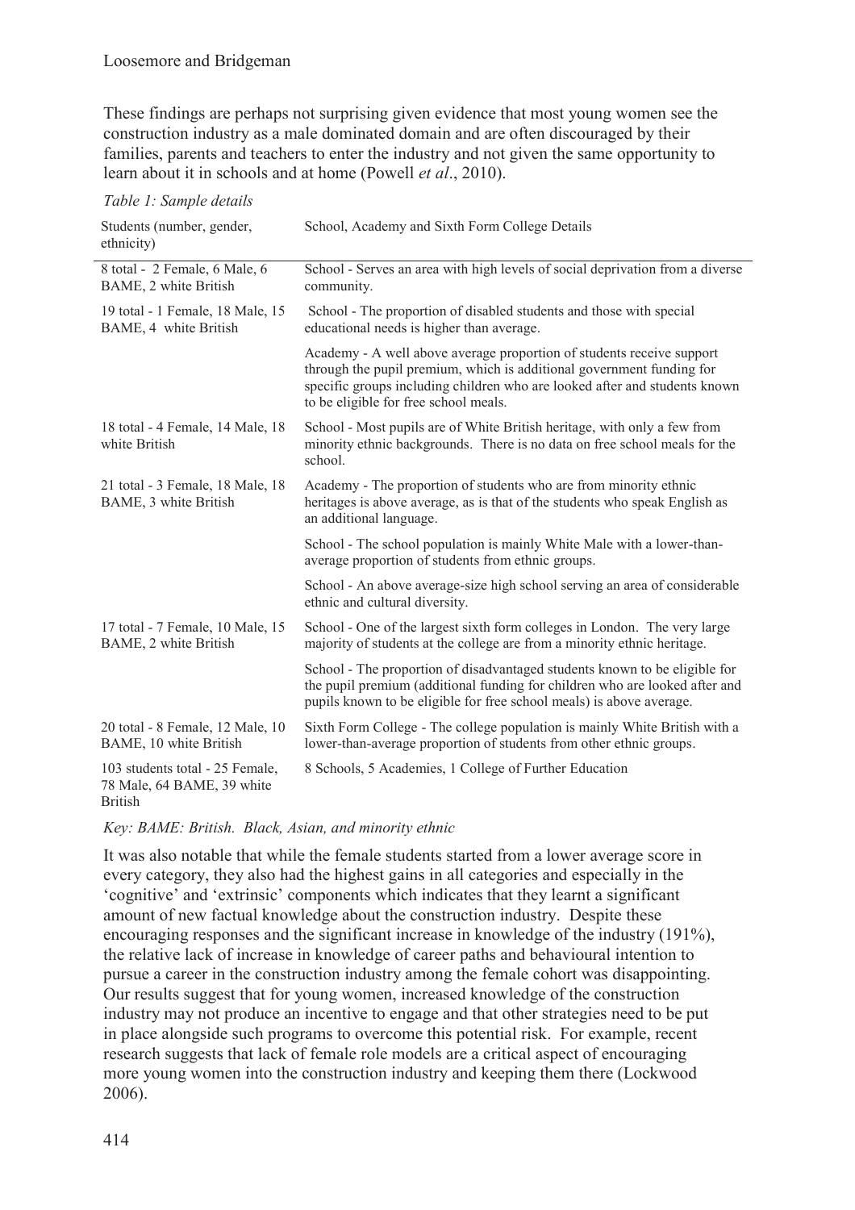These findings are perhaps not surprising given evidence that most young women see the construction industry as a male dominated domain and are often discouraged by their families, parents and teachers to enter the industry and not given the same opportunity to learn about it in schools and at home (Powell *et al*., 2010).

*Table 1: Sample details*

| Students (number, gender, ethnicity) | School, Academy and Sixth Form College Details |
|---|---|
| 8 total - 2 Female, 6 Male, 6 BAME, 2 white British | School - Serves an area with high levels of social deprivation from a diverse community. |
| 19 total - 1 Female, 18 Male, 15 BAME, 4 white British | School - The proportion of disabled students and those with special educational needs is higher than average. |
| | Academy - A well above average proportion of students receive support through the pupil premium, which is additional government funding for specific groups including children who are looked after and students known to be eligible for free school meals. |
| 18 total - 4 Female, 14 Male, 18 white British | School - Most pupils are of White British heritage, with only a few from minority ethnic backgrounds. There is no data on free school meals for the school. |
| 21 total - 3 Female, 18 Male, 18 BAME, 3 white British | Academy - The proportion of students who are from minority ethnic heritages is above average, as is that of the students who speak English as an additional language. |
| | School - The school population is mainly White Male with a lower-than-average proportion of students from ethnic groups. |
| | School - An above average-size high school serving an area of considerable ethnic and cultural diversity. |
| 17 total - 7 Female, 10 Male, 15 BAME, 2 white British | School - One of the largest sixth form colleges in London. The very large majority of students at the college are from a minority ethnic heritage. |
| | School - The proportion of disadvantaged students known to be eligible for the pupil premium (additional funding for children who are looked after and pupils known to be eligible for free school meals) is above average. |
| 20 total - 8 Female, 12 Male, 10 BAME, 10 white British | Sixth Form College - The college population is mainly White British with a lower-than-average proportion of students from other ethnic groups. |
| 103 students total - 25 Female, 78 Male, 64 BAME, 39 white British | 8 Schools, 5 Academies, 1 College of Further Education |

*Key: BAME: British. Black, Asian, and minority ethnic*

It was also notable that while the female students started from a lower average score in every category, they also had the highest gains in all categories and especially in the 'cognitive' and 'extrinsic' components which indicates that they learnt a significant amount of new factual knowledge about the construction industry. Despite these encouraging responses and the significant increase in knowledge of the industry (191%), the relative lack of increase in knowledge of career paths and behavioural intention to pursue a career in the construction industry among the female cohort was disappointing. Our results suggest that for young women, increased knowledge of the construction industry may not produce an incentive to engage and that other strategies need to be put in place alongside such programs to overcome this potential risk. For example, recent research suggests that lack of female role models are a critical aspect of encouraging more young women into the construction industry and keeping them there (Lockwood 2006).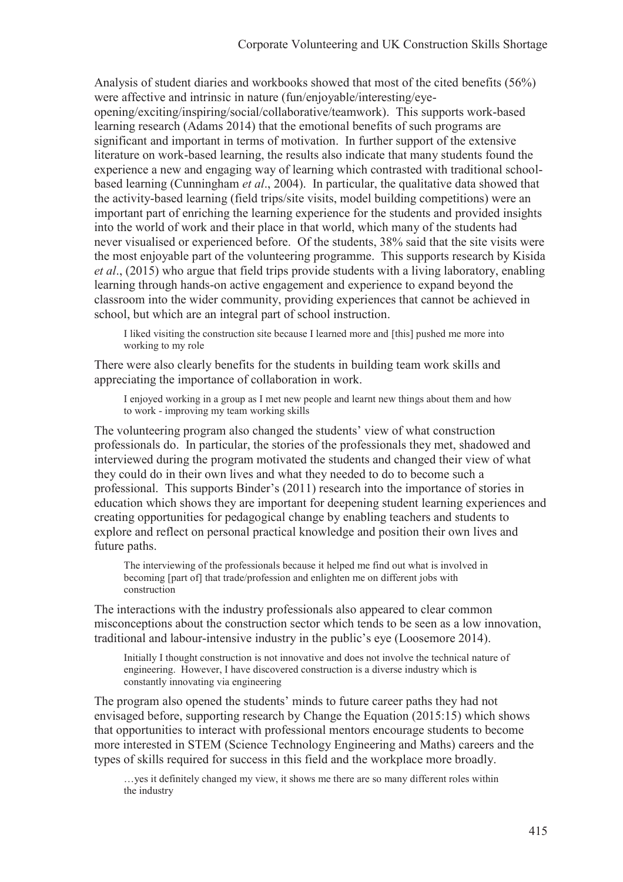Analysis of student diaries and workbooks showed that most of the cited benefits (56%) were affective and intrinsic in nature (fun/enjoyable/interesting/eye-opening/exciting/inspiring/social/collaborative/teamwork). This supports work-based learning research (Adams 2014) that the emotional benefits of such programs are significant and important in terms of motivation. In further support of the extensive literature on work-based learning, the results also indicate that many students found the experience a new and engaging way of learning which contrasted with traditional school-based learning (Cunningham *et al*., 2004). In particular, the qualitative data showed that the activity-based learning (field trips/site visits, model building competitions) were an important part of enriching the learning experience for the students and provided insights into the world of work and their place in that world, which many of the students had never visualised or experienced before. Of the students, 38% said that the site visits were the most enjoyable part of the volunteering programme. This supports research by Kisida *et al*., (2015) who argue that field trips provide students with a living laboratory, enabling learning through hands-on active engagement and experience to expand beyond the classroom into the wider community, providing experiences that cannot be achieved in school, but which are an integral part of school instruction.

> I liked visiting the construction site because I learned more and [this] pushed me more into working to my role

There were also clearly benefits for the students in building team work skills and appreciating the importance of collaboration in work.

> I enjoyed working in a group as I met new people and learnt new things about them and how to work - improving my team working skills

The volunteering program also changed the students' view of what construction professionals do. In particular, the stories of the professionals they met, shadowed and interviewed during the program motivated the students and changed their view of what they could do in their own lives and what they needed to do to become such a professional. This supports Binder's (2011) research into the importance of stories in education which shows they are important for deepening student learning experiences and creating opportunities for pedagogical change by enabling teachers and students to explore and reflect on personal practical knowledge and position their own lives and future paths.

> The interviewing of the professionals because it helped me find out what is involved in becoming [part of] that trade/profession and enlighten me on different jobs with construction

The interactions with the industry professionals also appeared to clear common misconceptions about the construction sector which tends to be seen as a low innovation, traditional and labour-intensive industry in the public's eye (Loosemore 2014).

> Initially I thought construction is not innovative and does not involve the technical nature of engineering. However, I have discovered construction is a diverse industry which is constantly innovating via engineering

The program also opened the students' minds to future career paths they had not envisaged before, supporting research by Change the Equation (2015:15) which shows that opportunities to interact with professional mentors encourage students to become more interested in STEM (Science Technology Engineering and Maths) careers and the types of skills required for success in this field and the workplace more broadly.

> …yes it definitely changed my view, it shows me there are so many different roles within the industry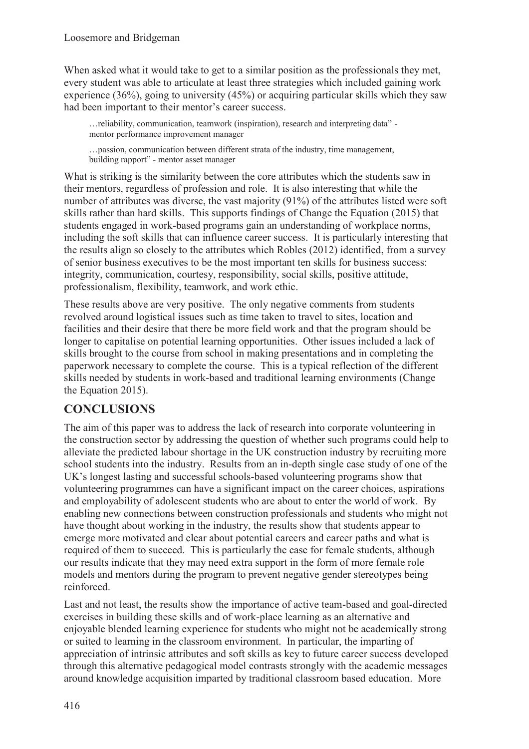When asked what it would take to get to a similar position as the professionals they met, every student was able to articulate at least three strategies which included gaining work experience (36%), going to university (45%) or acquiring particular skills which they saw had been important to their mentor's career success.

> …reliability, communication, teamwork (inspiration), research and interpreting data" - mentor performance improvement manager

> …passion, communication between different strata of the industry, time management, building rapport" - mentor asset manager

What is striking is the similarity between the core attributes which the students saw in their mentors, regardless of profession and role. It is also interesting that while the number of attributes was diverse, the vast majority (91%) of the attributes listed were soft skills rather than hard skills. This supports findings of Change the Equation (2015) that students engaged in work-based programs gain an understanding of workplace norms, including the soft skills that can influence career success. It is particularly interesting that the results align so closely to the attributes which Robles (2012) identified, from a survey of senior business executives to be the most important ten skills for business success: integrity, communication, courtesy, responsibility, social skills, positive attitude, professionalism, flexibility, teamwork, and work ethic.

These results above are very positive. The only negative comments from students revolved around logistical issues such as time taken to travel to sites, location and facilities and their desire that there be more field work and that the program should be longer to capitalise on potential learning opportunities. Other issues included a lack of skills brought to the course from school in making presentations and in completing the paperwork necessary to complete the course. This is a typical reflection of the different skills needed by students in work-based and traditional learning environments (Change the Equation 2015).

## CONCLUSIONS

The aim of this paper was to address the lack of research into corporate volunteering in the construction sector by addressing the question of whether such programs could help to alleviate the predicted labour shortage in the UK construction industry by recruiting more school students into the industry. Results from an in-depth single case study of one of the UK's longest lasting and successful schools-based volunteering programs show that volunteering programmes can have a significant impact on the career choices, aspirations and employability of adolescent students who are about to enter the world of work. By enabling new connections between construction professionals and students who might not have thought about working in the industry, the results show that students appear to emerge more motivated and clear about potential careers and career paths and what is required of them to succeed. This is particularly the case for female students, although our results indicate that they may need extra support in the form of more female role models and mentors during the program to prevent negative gender stereotypes being reinforced.

Last and not least, the results show the importance of active team-based and goal-directed exercises in building these skills and of work-place learning as an alternative and enjoyable blended learning experience for students who might not be academically strong or suited to learning in the classroom environment. In particular, the imparting of appreciation of intrinsic attributes and soft skills as key to future career success developed through this alternative pedagogical model contrasts strongly with the academic messages around knowledge acquisition imparted by traditional classroom based education. More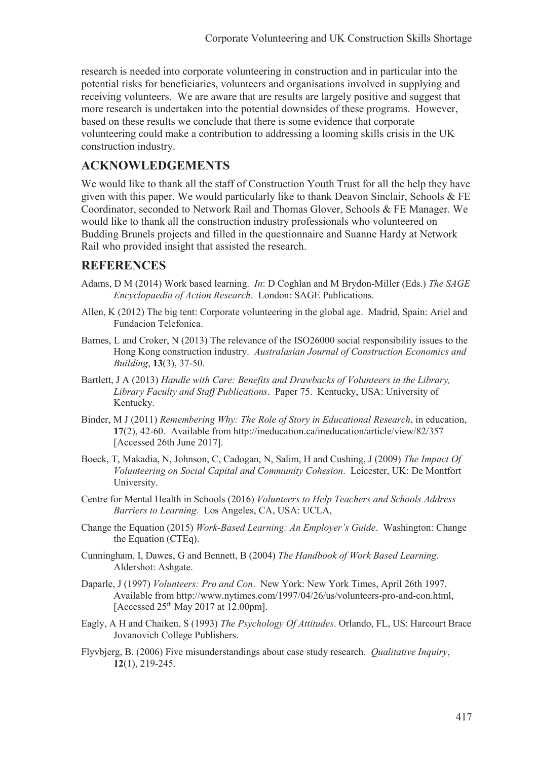research is needed into corporate volunteering in construction and in particular into the potential risks for beneficiaries, volunteers and organisations involved in supplying and receiving volunteers. We are aware that are results are largely positive and suggest that more research is undertaken into the potential downsides of these programs. However, based on these results we conclude that there is some evidence that corporate volunteering could make a contribution to addressing a looming skills crisis in the UK construction industry.

## ACKNOWLEDGEMENTS

We would like to thank all the staff of Construction Youth Trust for all the help they have given with this paper. We would particularly like to thank Deavon Sinclair, Schools & FE Coordinator, seconded to Network Rail and Thomas Glover, Schools & FE Manager. We would like to thank all the construction industry professionals who volunteered on Budding Brunels projects and filled in the questionnaire and Suanne Hardy at Network Rail who provided insight that assisted the research.

## REFERENCES

Adams, D M (2014) Work based learning. *In*: D Coghlan and M Brydon-Miller (Eds.) *The SAGE Encyclopaedia of Action Research*. London: SAGE Publications.

Allen, K (2012) The big tent: Corporate volunteering in the global age. Madrid, Spain: Ariel and Fundacion Telefonica.

Barnes, L and Croker, N (2013) The relevance of the ISO26000 social responsibility issues to the Hong Kong construction industry. *Australasian Journal of Construction Economics and Building*, **13**(3), 37-50.

Bartlett, J A (2013) *Handle with Care: Benefits and Drawbacks of Volunteers in the Library, Library Faculty and Staff Publications*. Paper 75. Kentucky, USA: University of Kentucky.

Binder, M J (2011) *Remembering Why: The Role of Story in Educational Research*, in education, **17**(2), 42-60. Available from http://ineducation.ca/ineducation/article/view/82/357 [Accessed 26th June 2017].

Boeck, T, Makadia, N, Johnson, C, Cadogan, N, Salim, H and Cushing, J (2009) *The Impact Of Volunteering on Social Capital and Community Cohesion*. Leicester, UK: De Montfort University.

Centre for Mental Health in Schools (2016) *Volunteers to Help Teachers and Schools Address Barriers to Learning*. Los Angeles, CA, USA: UCLA,

Change the Equation (2015) *Work-Based Learning: An Employer's Guide*. Washington: Change the Equation (CTEq).

Cunningham, I, Dawes, G and Bennett, B (2004) *The Handbook of Work Based Learning*. Aldershot: Ashgate.

Daparle, J (1997) *Volunteers: Pro and Con*. New York: New York Times, April 26th 1997. Available from http://www.nytimes.com/1997/04/26/us/volunteers-pro-and-con.html, [Accessed 25th May 2017 at 12.00pm].

Eagly, A H and Chaiken, S (1993) *The Psychology Of Attitudes*. Orlando, FL, US: Harcourt Brace Jovanovich College Publishers.

Flyvbjerg, B. (2006) Five misunderstandings about case study research. *Qualitative Inquiry*, **12**(1), 219-245.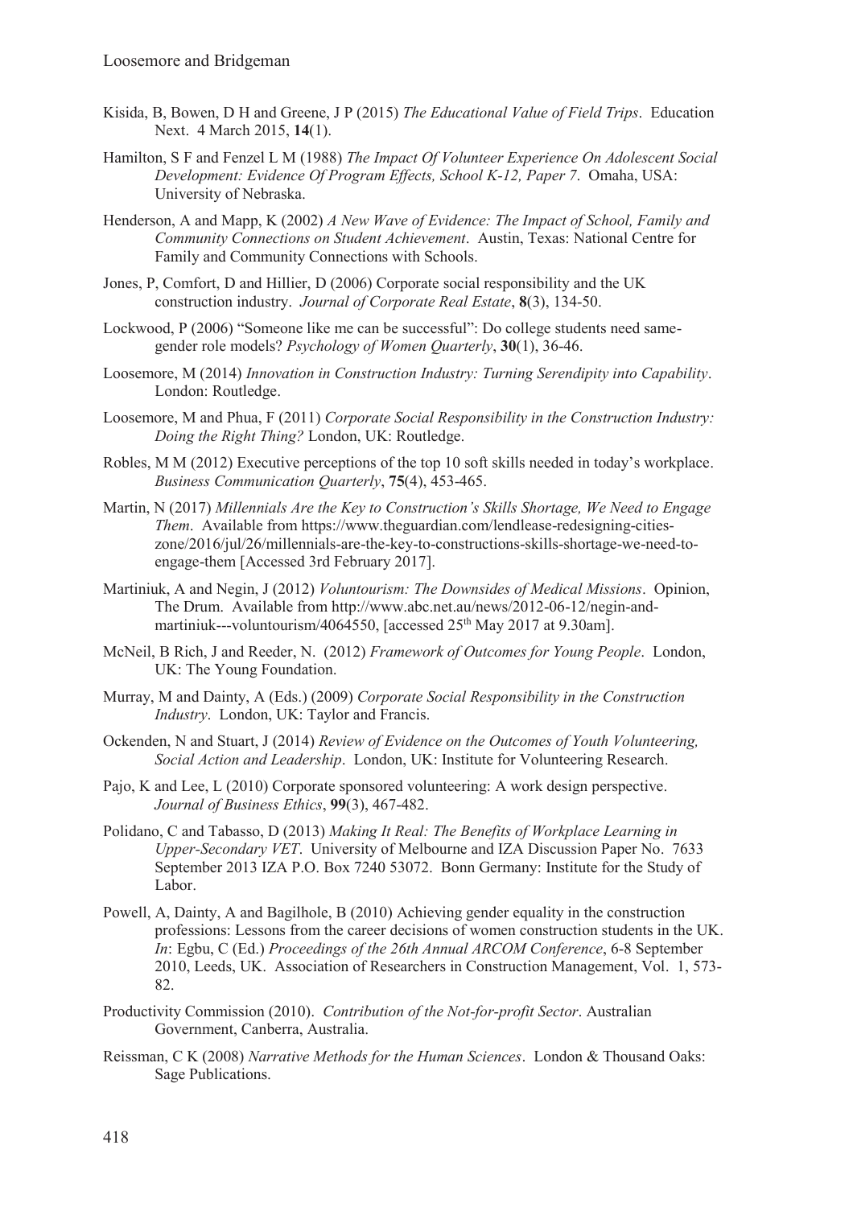Kisida, B, Bowen, D H and Greene, J P (2015) *The Educational Value of Field Trips*. Education Next. 4 March 2015, **14**(1).

Hamilton, S F and Fenzel L M (1988) *The Impact Of Volunteer Experience On Adolescent Social Development: Evidence Of Program Effects, School K-12, Paper 7*. Omaha, USA: University of Nebraska.

Henderson, A and Mapp, K (2002) *A New Wave of Evidence: The Impact of School, Family and Community Connections on Student Achievement*. Austin, Texas: National Centre for Family and Community Connections with Schools.

Jones, P, Comfort, D and Hillier, D (2006) Corporate social responsibility and the UK construction industry. *Journal of Corporate Real Estate*, **8**(3), 134-50.

Lockwood, P (2006) "Someone like me can be successful": Do college students need same-gender role models? *Psychology of Women Quarterly*, **30**(1), 36-46.

Loosemore, M (2014) *Innovation in Construction Industry: Turning Serendipity into Capability*. London: Routledge.

Loosemore, M and Phua, F (2011) *Corporate Social Responsibility in the Construction Industry: Doing the Right Thing?* London, UK: Routledge.

Robles, M M (2012) Executive perceptions of the top 10 soft skills needed in today's workplace. *Business Communication Quarterly*, **75**(4), 453-465.

Martin, N (2017) *Millennials Are the Key to Construction's Skills Shortage, We Need to Engage Them*. Available from https://www.theguardian.com/lendlease-redesigning-cities-zone/2016/jul/26/millennials-are-the-key-to-constructions-skills-shortage-we-need-to-engage-them [Accessed 3rd February 2017].

Martiniuk, A and Negin, J (2012) *Voluntourism: The Downsides of Medical Missions*. Opinion, The Drum. Available from http://www.abc.net.au/news/2012-06-12/negin-and-martiniuk---voluntourism/4064550, [accessed 25th May 2017 at 9.30am].

McNeil, B Rich, J and Reeder, N. (2012) *Framework of Outcomes for Young People*. London, UK: The Young Foundation.

Murray, M and Dainty, A (Eds.) (2009) *Corporate Social Responsibility in the Construction Industry*. London, UK: Taylor and Francis.

Ockenden, N and Stuart, J (2014) *Review of Evidence on the Outcomes of Youth Volunteering, Social Action and Leadership*. London, UK: Institute for Volunteering Research.

Pajo, K and Lee, L (2010) Corporate sponsored volunteering: A work design perspective. *Journal of Business Ethics*, **99**(3), 467-482.

Polidano, C and Tabasso, D (2013) *Making It Real: The Benefits of Workplace Learning in Upper-Secondary VET*. University of Melbourne and IZA Discussion Paper No. 7633 September 2013 IZA P.O. Box 7240 53072. Bonn Germany: Institute for the Study of Labor.

Powell, A, Dainty, A and Bagilhole, B (2010) Achieving gender equality in the construction professions: Lessons from the career decisions of women construction students in the UK. *In*: Egbu, C (Ed.) *Proceedings of the 26th Annual ARCOM Conference*, 6-8 September 2010, Leeds, UK. Association of Researchers in Construction Management, Vol. 1, 573-82.

Productivity Commission (2010). *Contribution of the Not-for-profit Sector*. Australian Government, Canberra, Australia.

Reissman, C K (2008) *Narrative Methods for the Human Sciences*. London & Thousand Oaks: Sage Publications.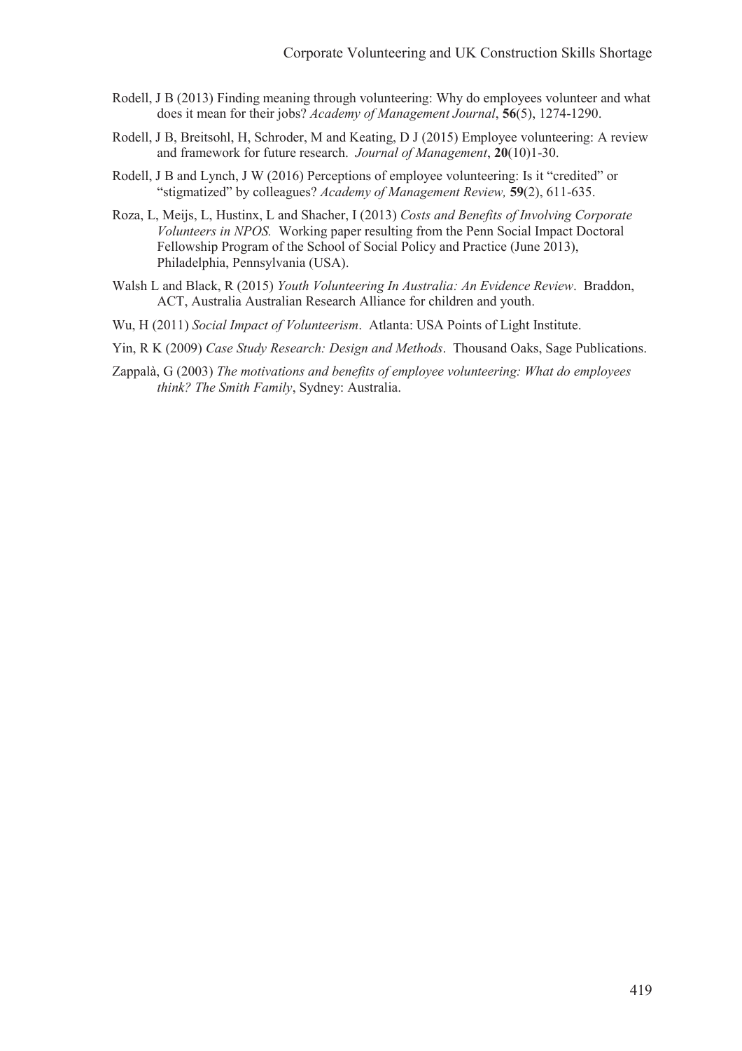Rodell, J B (2013) Finding meaning through volunteering: Why do employees volunteer and what does it mean for their jobs? *Academy of Management Journal*, **56**(5), 1274-1290.

Rodell, J B, Breitsohl, H, Schroder, M and Keating, D J (2015) Employee volunteering: A review and framework for future research. *Journal of Management*, **20**(10)1-30.

Rodell, J B and Lynch, J W (2016) Perceptions of employee volunteering: Is it "credited" or "stigmatized" by colleagues? *Academy of Management Review,* **59**(2), 611-635.

Roza, L, Meijs, L, Hustinx, L and Shacher, I (2013) *Costs and Benefits of Involving Corporate Volunteers in NPOS.* Working paper resulting from the Penn Social Impact Doctoral Fellowship Program of the School of Social Policy and Practice (June 2013), Philadelphia, Pennsylvania (USA).

Walsh L and Black, R (2015) *Youth Volunteering In Australia: An Evidence Review*. Braddon, ACT, Australia Australian Research Alliance for children and youth.

Wu, H (2011) *Social Impact of Volunteerism*. Atlanta: USA Points of Light Institute.

Yin, R K (2009) *Case Study Research: Design and Methods*. Thousand Oaks, Sage Publications.

Zappalà, G (2003) *The motivations and benefits of employee volunteering: What do employees think? The Smith Family*, Sydney: Australia.